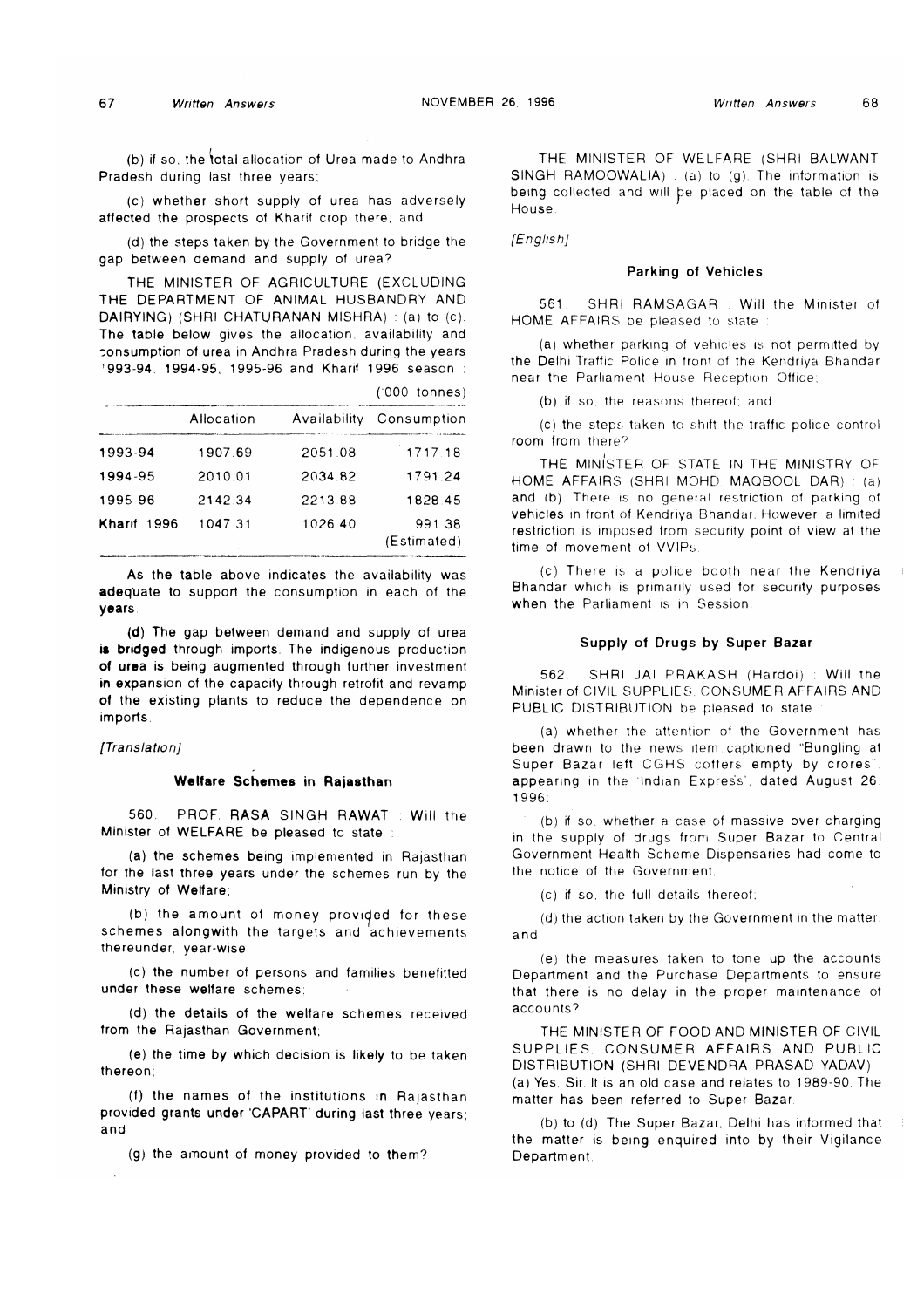(b) if so, the total allocation of Urea made to Andhra Pradesh during last three years;

(c) whether short supply of urea has adversely affected the prospects of Kharif crop there; and

(d) the steps taken by the Government to bridge the gap between demand and supply of urea?

THE MINISTER OF AGRICULTURE (EXCLUDING THE DEPARTMENT OF ANIMAL HUSBANDRY AND DAIRYING) (SHRI CHATURANAN MISHRA) : (a) to (c). The table below gives the allocation, availability and consumption of urea in Andhra Pradesh during the years 1993-94, 1994-95, 1995-96 and Kharif 1996 season :

('000 tonnes)

| | Allocation | Availability | Consumption |
|---|---|---|---|
| 1993-94 | 1907.69 | 2051.08 | 1717.18 |
| 1994-95 | 2010.01 | 2034.82 | 1791.24 |
| 1995-96 | 2142.34 | 2213.88 | 1828.45 |
| Kharif 1996 | 1047.31 | 1026.40 | 991.38 (Estimated) |

As the table above indicates the availability was adequate to support the consumption in each of the years.

(d) The gap between demand and supply of urea is bridged through imports. The indigenous production of urea is being augmented through further investment in expansion of the capacity through retrofit and revamp of the existing plants to reduce the dependence on imports.

*[Translation]*

### Welfare Schemes in Rajasthan

560. PROF. RASA SINGH RAWAT : Will the Minister of WELFARE be pleased to state :

(a) the schemes being implemented in Rajasthan for the last three years under the schemes run by the Ministry of Welfare;

(b) the amount of money provided for these schemes alongwith the targets and achievements thereunder, year-wise;

(c) the number of persons and families benefitted under these welfare schemes;

(d) the details of the welfare schemes received from the Rajasthan Government;

(e) the time by which decision is likely to be taken thereon;

(f) the names of the institutions in Rajasthan provided grants under 'CAPART' during last three years; and

(g) the amount of money provided to them?

THE MINISTER OF WELFARE (SHRI BALWANT SINGH RAMOOWALIA) : (a) to (g). The information is being collected and will be placed on the table of the House.

*[English]*

### Parking of Vehicles

561. SHRI RAMSAGAR : Will the Minister of HOME AFFAIRS be pleased to state :

(a) whether parking of vehicles is not permitted by the Delhi Traffic Police in front of the Kendriya Bhandar near the Parliament House Reception Office;

(b) if so, the reasons thereof; and

(c) the steps taken to shift the traffic police control room from there?

THE MINISTER OF STATE IN THE MINISTRY OF HOME AFFAIRS (SHRI MOHD. MAQBOOL DAR) : (a) and (b). There is no general restriction of parking of vehicles in front of Kendriya Bhandar. However, a limited restriction is imposed from security point of view at the time of movement of VVIPs.

(c) There is a police booth near the Kendriya Bhandar which is primarily used for security purposes when the Parliament is in Session.

### Supply of Drugs by Super Bazar

562. SHRI JAI PRAKASH (Hardoi) : Will the Minister of CIVIL SUPPLIES, CONSUMER AFFAIRS AND PUBLIC DISTRIBUTION be pleased to state :

(a) whether the attention of the Government has been drawn to the news item captioned "Bungling at Super Bazar left CGHS coffers empty by crores", appearing in the 'Indian Express', dated August 26, 1996;

(b) if so, whether a case of massive over charging in the supply of drugs from Super Bazar to Central Government Health Scheme Dispensaries had come to the notice of the Government;

(c) if so, the full details thereof;

(d) the action taken by the Government in the matter; and

(e) the measures taken to tone up the accounts Department and the Purchase Departments to ensure that there is no delay in the proper maintenance of accounts?

THE MINISTER OF FOOD AND MINISTER OF CIVIL SUPPLIES, CONSUMER AFFAIRS AND PUBLIC DISTRIBUTION (SHRI DEVENDRA PRASAD YADAV) : (a) Yes, Sir. It is an old case and relates to 1989-90. The matter has been referred to Super Bazar.

(b) to (d) The Super Bazar, Delhi has informed that the matter is being enquired into by their Vigilance Department.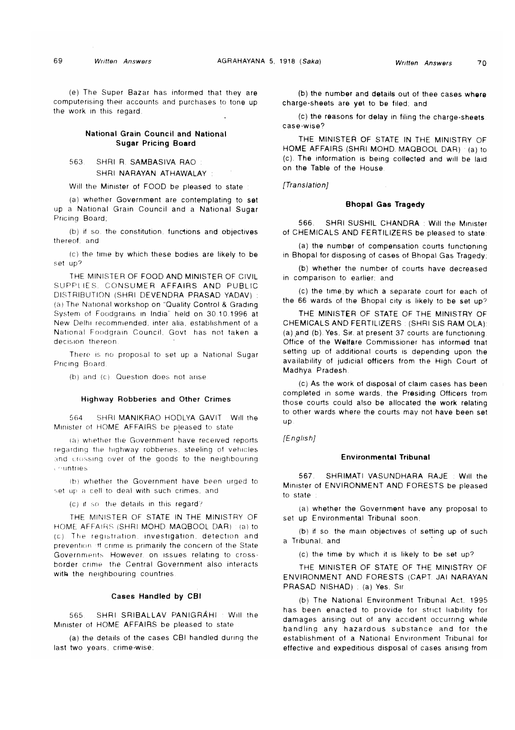(e) The Super Bazar has informed that they are computerising their accounts and purchases to tone up the work in this regard.

### National Grain Council and National Sugar Pricing Board

563. SHRI R. SAMBASIVA RAO :
SHRI NARAYAN ATHAWALAY :

Will the Minister of FOOD be pleased to state :

(a) whether Government are contemplating to set up a National Grain Council and a National Sugar Pricing Board;

(b) if so, the constitution, functions and objectives thereof; and

(c) the time by which these bodies are likely to be set up?

THE MINISTER OF FOOD AND MINISTER OF CIVIL SUPPLIES, CONSUMER AFFAIRS AND PUBLIC DISTRIBUTION (SHRI DEVENDRA PRASAD YADAV) : (a) The National workshop on "Quality Control & Grading System of Foodgrains in India" held on 30.10.1996 at New Delhi recommended, inter alia, establishment of a National Foodgrain Council. Govt. has not taken a decision thereon.

There is no proposal to set up a National Sugar Pricing Board.

(b) and (c) Question does not arise.

### Highway Robberies and Other Crimes

564. SHRI MANIKRAO HODLYA GAVIT : Will the Minister of HOME AFFAIRS be pleased to state :

(a) whether the Government have received reports regarding the highway robberies, steeling of vehicles and crossing over of the goods to the neighbouring countries.

(b) whether the Government have been urged to set up a cell to deal with such crimes, and

(c) if so, the details in this regard?

THE MINISTER OF STATE IN THE MINISTRY OF HOME AFFAIRS (SHRI MOHD. MAQBOOL DAR) : (a) to (c). The registration, investigation, detection and prevention of crime is primarily the concern of the State Governments. However, on issues relating to cross-border crime, the Central Government also interacts with the neighbouring countries.

### Cases Handled by CBI

565. SHRI SRIBALLAV PANIGRAHI : Will the Minister of HOME AFFAIRS be pleased to state :

(a) the details of the cases CBI handled during the last two years, crime-wise;

(b) the number and details out of thee cases where charge-sheets are yet to be filed; and

(c) the reasons for delay in filing the charge-sheets case-wise?

THE MINISTER OF STATE IN THE MINISTRY OF HOME AFFAIRS (SHRI MOHD. MAQBOOL DAR) : (a) to (c). The information is being collected and will be laid on the Table of the House.

*[Translation]*

### Bhopal Gas Tragedy

566. SHRI SUSHIL CHANDRA : Will the Minister of CHEMICALS AND FERTILIZERS be pleased to state:

(a) the number of compensation courts functioning in Bhopal for disposing of cases of Bhopal Gas Tragedy;

(b) whether the number of courts have decreased in comparison to earlier; and

(c) the time by which a separate court for each of the 66 wards of the Bhopal city is likely to be set up?

THE MINISTER OF STATE OF THE MINISTRY OF CHEMICALS AND FERTILIZERS : (SHRI SIS RAM OLA): (a) and (b). Yes, Sir, at present 37 courts are functioning. Office of the Welfare Commissioner has informed that setting up of additional courts is depending upon the availability of judicial officers from the High Court of Madhya Pradesh.

(c) As the work of disposal of claim cases has been completed in some wards, the Presiding Officers from those courts could also be allocated the work relating to other wards where the courts may not have been set up.

*[English]*

### Environmental Tribunal

567. SHRIMATI VASUNDHARA RAJE : Will the Minister of ENVIRONMENT AND FORESTS be pleased to state :

(a) whether the Government have any proposal to set up Environmental Tribunal soon,

(b) if so, the main objectives of setting up of such a Tribunal; and

(c) the time by which it is likely to be set up?

THE MINISTER OF STATE OF THE MINISTRY OF ENVIRONMENT AND FORESTS (CAPT. JAI NARAYAN PRASAD NISHAD) : (a) Yes, Sir.

(b) The National Environment Tribunal Act, 1995 has been enacted to provide for strict liability for damages arising out of any accident occurring while handling any hazardous substance and for the establishment of a National Environment Tribunal for effective and expeditious disposal of cases arising from